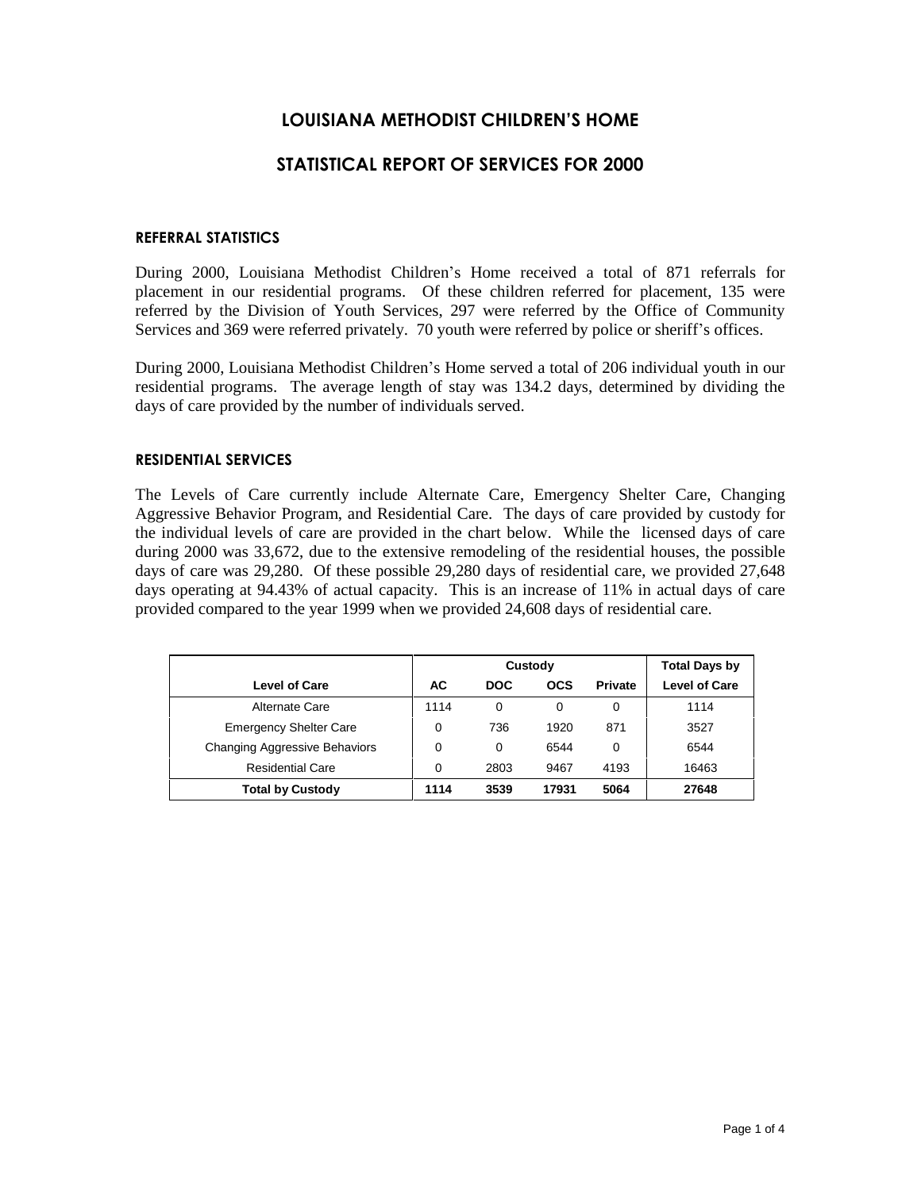# LOUISIANA METHODIST CHILDREN'S HOME

## STATISTICAL REPORT OF SERVICES FOR 2000

### REFERRAL STATISTICS

During 2000, Louisiana Methodist Children's Home received a total of 871 referrals for placement in our residential programs. Of these children referred for placement, 135 were referred by the Division of Youth Services, 297 were referred by the Office of Community Services and 369 were referred privately. 70 youth were referred by police or sheriff's offices.

During 2000, Louisiana Methodist Children's Home served a total of 206 individual youth in our residential programs. The average length of stay was 134.2 days, determined by dividing the days of care provided by the number of individuals served.

### RESIDENTIAL SERVICES

The Levels of Care currently include Alternate Care, Emergency Shelter Care, Changing Aggressive Behavior Program, and Residential Care. The days of care provided by custody for the individual levels of care are provided in the chart below. While the licensed days of care during 2000 was 33,672, due to the extensive remodeling of the residential houses, the possible days of care was 29,280. Of these possible 29,280 days of residential care, we provided 27,648 days operating at 94.43% of actual capacity. This is an increase of 11% in actual days of care provided compared to the year 1999 when we provided 24,608 days of residential care.

| | Custody | | | | Total Days by |
|---|---|---|---|---|---|
| **Level of Care** | **AC** | **DOC** | **OCS** | **Private** | **Level of Care** |
| Alternate Care | 1114 | 0 | 0 | 0 | 1114 |
| Emergency Shelter Care | 0 | 736 | 1920 | 871 | 3527 |
| Changing Aggressive Behaviors | 0 | 0 | 6544 | 0 | 6544 |
| Residential Care | 0 | 2803 | 9467 | 4193 | 16463 |
| **Total by Custody** | **1114** | **3539** | **17931** | **5064** | **27648** |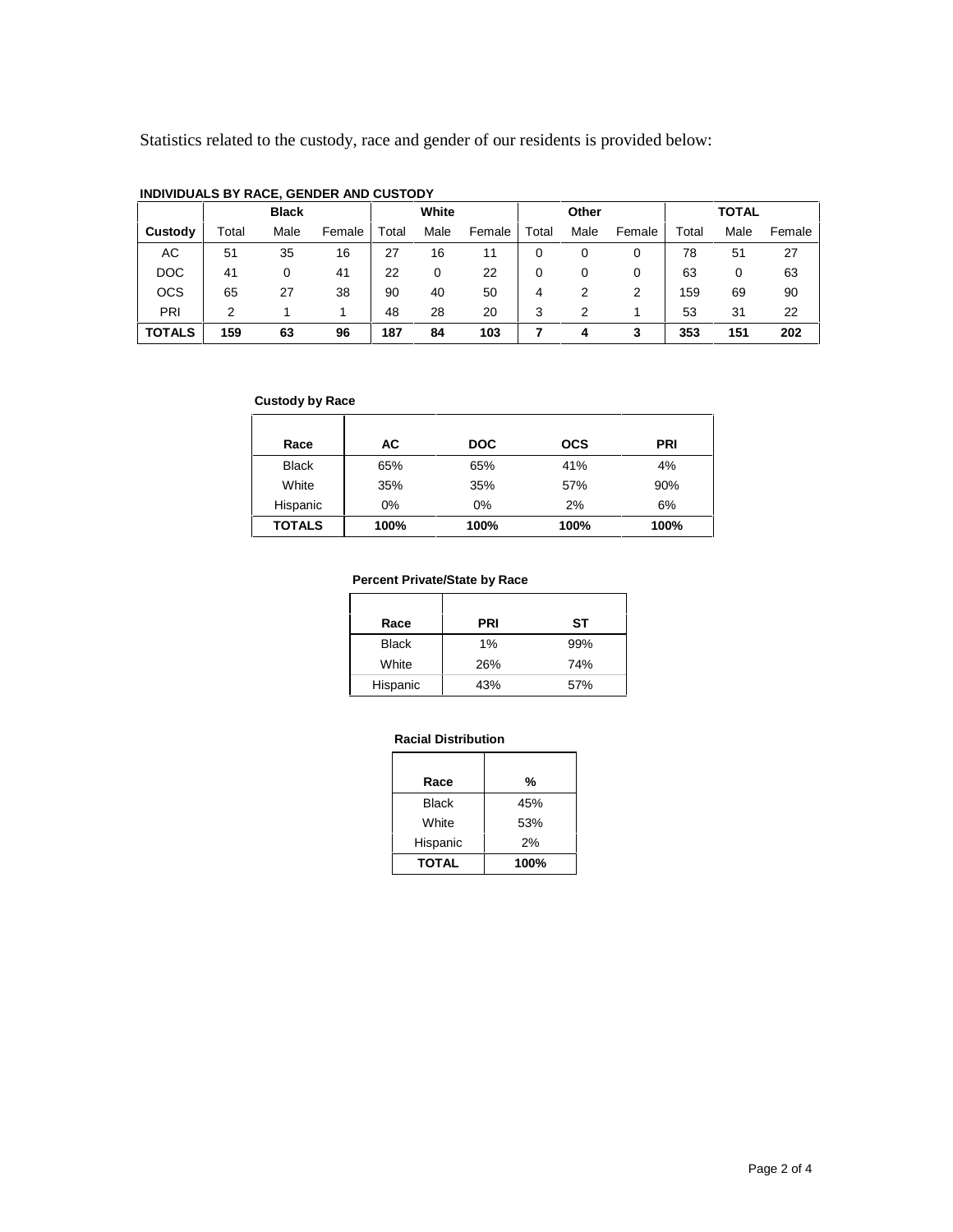Statistics related to the custody, race and gender of our residents is provided below:

**INDIVIDUALS BY RACE, GENDER AND CUSTODY**

| | Black | | | White | | | Other | | | TOTAL | | |
|---|---|---|---|---|---|---|---|---|---|---|---|---|
| **Custody** | Total | Male | Female | Total | Male | Female | Total | Male | Female | Total | Male | Female |
| AC | 51 | 35 | 16 | 27 | 16 | 11 | 0 | 0 | 0 | 78 | 51 | 27 |
| DOC | 41 | 0 | 41 | 22 | 0 | 22 | 0 | 0 | 0 | 63 | 0 | 63 |
| OCS | 65 | 27 | 38 | 90 | 40 | 50 | 4 | 2 | 2 | 159 | 69 | 90 |
| PRI | 2 | 1 | 1 | 48 | 28 | 20 | 3 | 2 | 1 | 53 | 31 | 22 |
| **TOTALS** | **159** | **63** | **96** | **187** | **84** | **103** | **7** | **4** | **3** | **353** | **151** | **202** |

**Custody by Race**

| Race | AC | DOC | OCS | PRI |
|---|---|---|---|---|
| Black | 65% | 65% | 41% | 4% |
| White | 35% | 35% | 57% | 90% |
| Hispanic | 0% | 0% | 2% | 6% |
| **TOTALS** | **100%** | **100%** | **100%** | **100%** |

**Percent Private/State by Race**

| Race | PRI | ST |
|---|---|---|
| Black | 1% | 99% |
| White | 26% | 74% |
| Hispanic | 43% | 57% |

**Racial Distribution**

| Race | % |
|---|---|
| Black | 45% |
| White | 53% |
| Hispanic | 2% |
| **TOTAL** | **100%** |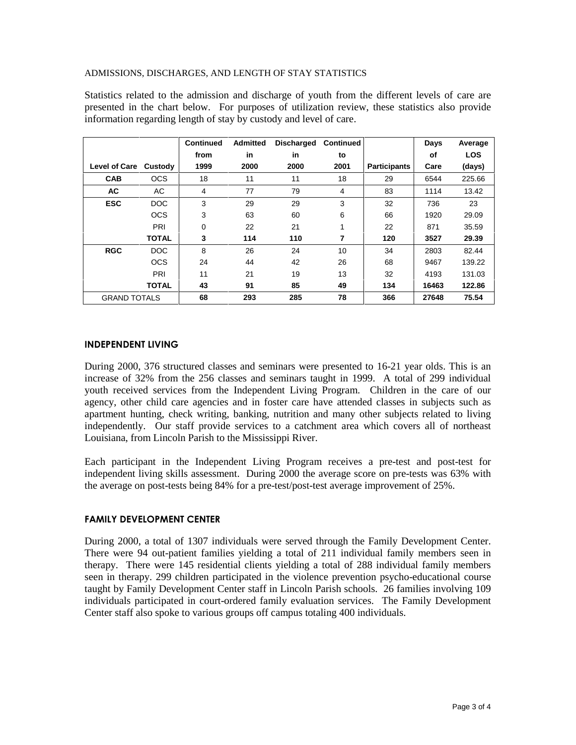ADMISSIONS, DISCHARGES, AND LENGTH OF STAY STATISTICS

Statistics related to the admission and discharge of youth from the different levels of care are presented in the chart below. For purposes of utilization review, these statistics also provide information regarding length of stay by custody and level of care.

| Level of Care | Custody | Continued from 1999 | Admitted in 2000 | Discharged in 2000 | Continued to 2001 | Participants | Days of Care | Average LOS (days) |
|---|---|---|---|---|---|---|---|---|
| **CAB** | OCS | 18 | 11 | 11 | 18 | 29 | 6544 | 225.66 |
| **AC** | AC | 4 | 77 | 79 | 4 | 83 | 1114 | 13.42 |
| **ESC** | DOC | 3 | 29 | 29 | 3 | 32 | 736 | 23 |
| | OCS | 3 | 63 | 60 | 6 | 66 | 1920 | 29.09 |
| | PRI | 0 | 22 | 21 | 1 | 22 | 871 | 35.59 |
| | **TOTAL** | **3** | **114** | **110** | **7** | **120** | **3527** | **29.39** |
| **RGC** | DOC | 8 | 26 | 24 | 10 | 34 | 2803 | 82.44 |
| | OCS | 24 | 44 | 42 | 26 | 68 | 9467 | 139.22 |
| | PRI | 11 | 21 | 19 | 13 | 32 | 4193 | 131.03 |
| | **TOTAL** | **43** | **91** | **85** | **49** | **134** | **16463** | **122.86** |
| GRAND TOTALS | | **68** | **293** | **285** | **78** | **366** | **27648** | **75.54** |

## INDEPENDENT LIVING

During 2000, 376 structured classes and seminars were presented to 16-21 year olds. This is an increase of 32% from the 256 classes and seminars taught in 1999. A total of 299 individual youth received services from the Independent Living Program. Children in the care of our agency, other child care agencies and in foster care have attended classes in subjects such as apartment hunting, check writing, banking, nutrition and many other subjects related to living independently. Our staff provide services to a catchment area which covers all of northeast Louisiana, from Lincoln Parish to the Mississippi River.

Each participant in the Independent Living Program receives a pre-test and post-test for independent living skills assessment. During 2000 the average score on pre-tests was 63% with the average on post-tests being 84% for a pre-test/post-test average improvement of 25%.

## FAMILY DEVELOPMENT CENTER

During 2000, a total of 1307 individuals were served through the Family Development Center. There were 94 out-patient families yielding a total of 211 individual family members seen in therapy. There were 145 residential clients yielding a total of 288 individual family members seen in therapy. 299 children participated in the violence prevention psycho-educational course taught by Family Development Center staff in Lincoln Parish schools. 26 families involving 109 individuals participated in court-ordered family evaluation services. The Family Development Center staff also spoke to various groups off campus totaling 400 individuals.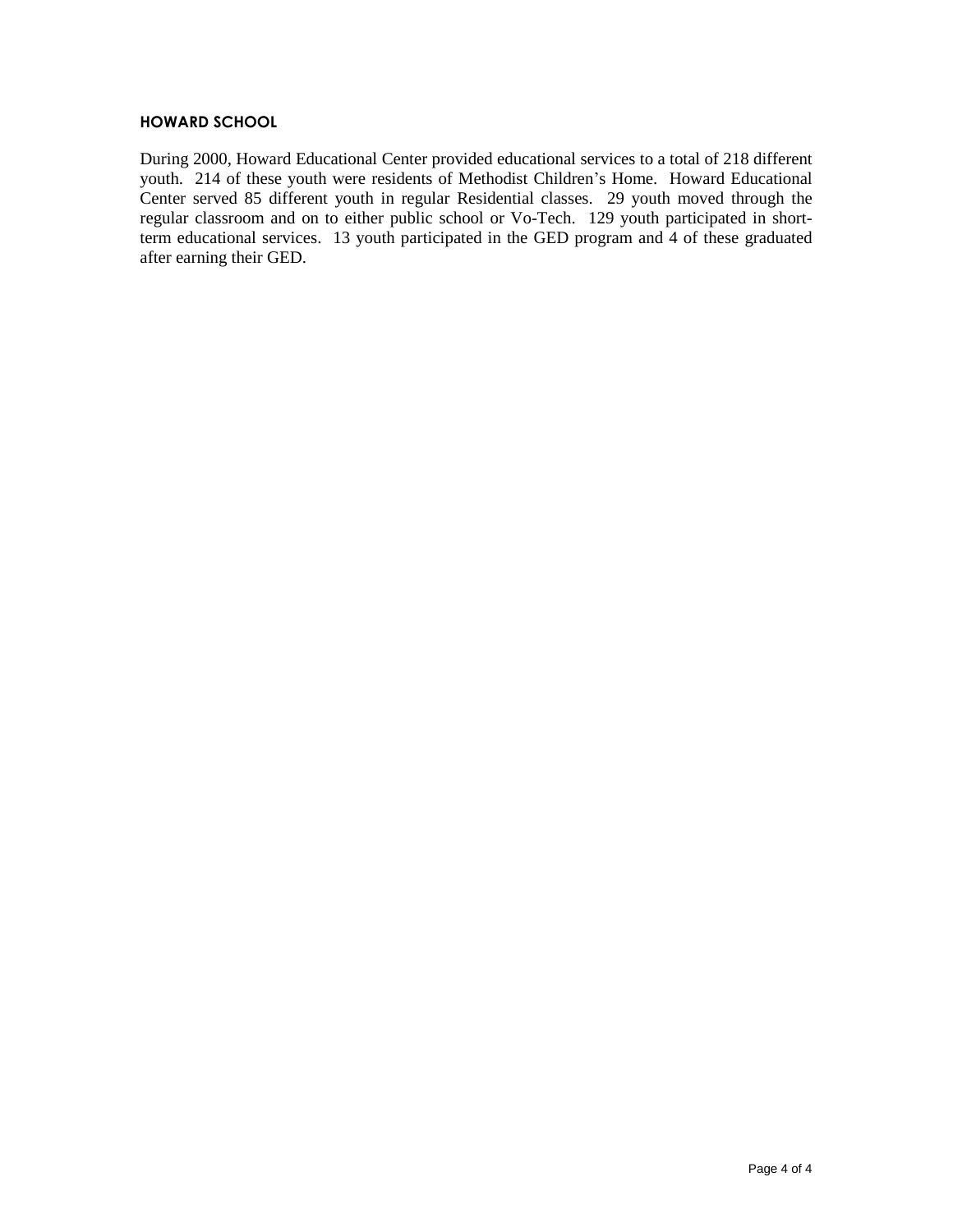### HOWARD SCHOOL

During 2000, Howard Educational Center provided educational services to a total of 218 different youth. 214 of these youth were residents of Methodist Children's Home. Howard Educational Center served 85 different youth in regular Residential classes. 29 youth moved through the regular classroom and on to either public school or Vo-Tech. 129 youth participated in short-term educational services. 13 youth participated in the GED program and 4 of these graduated after earning their GED.